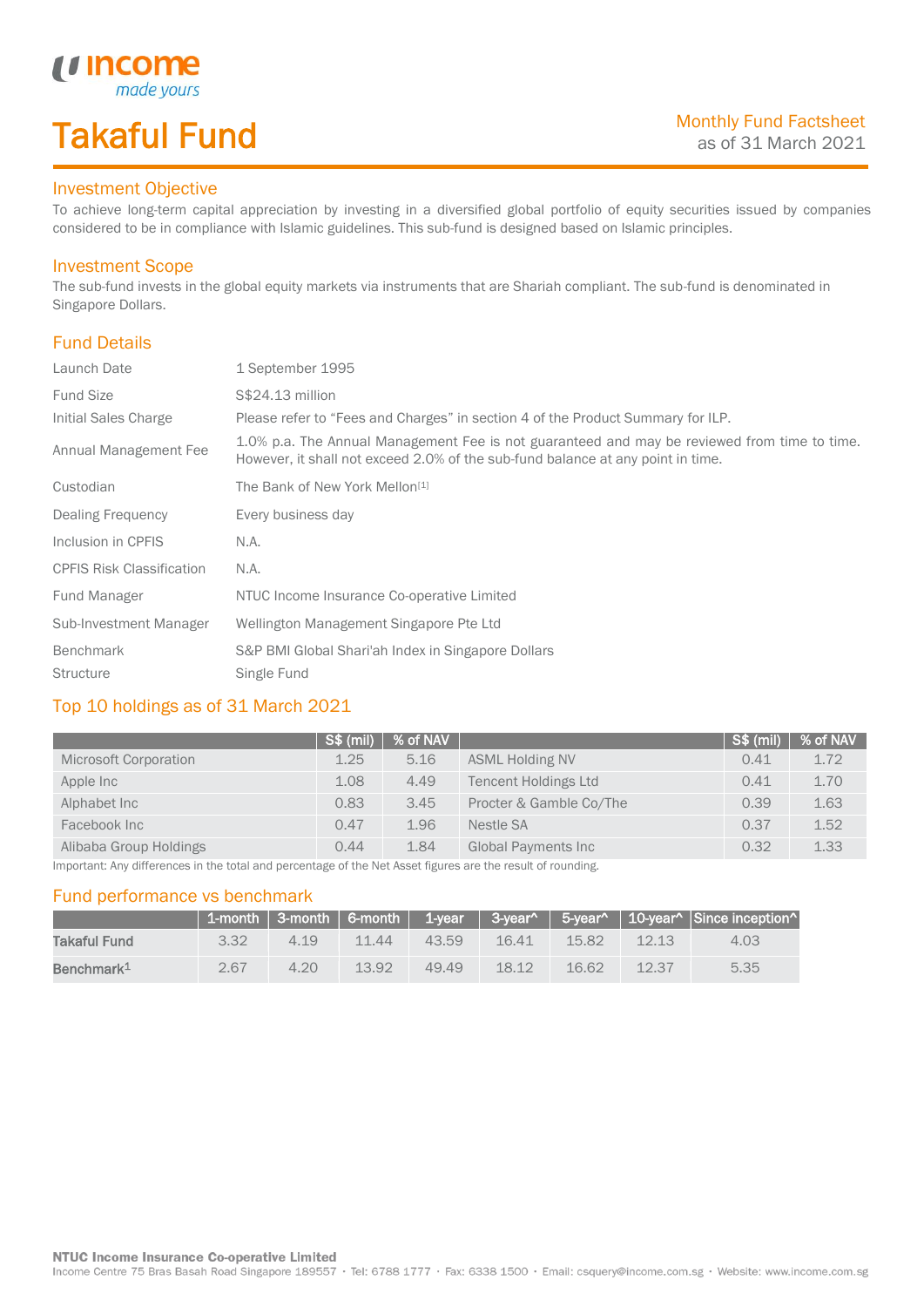# Takaful Fund

Monthly Fund Factsheet
as of 31 March 2021

## Investment Objective

To achieve long-term capital appreciation by investing in a diversified global portfolio of equity securities issued by companies considered to be in compliance with Islamic guidelines. This sub-fund is designed based on Islamic principles.

## Investment Scope

The sub-fund invests in the global equity markets via instruments that are Shariah compliant. The sub-fund is denominated in Singapore Dollars.

## Fund Details

| | |
|---|---|
| Launch Date | 1 September 1995 |
| Fund Size | S$24.13 million |
| Initial Sales Charge | Please refer to "Fees and Charges" in section 4 of the Product Summary for ILP. |
| Annual Management Fee | 1.0% p.a. The Annual Management Fee is not guaranteed and may be reviewed from time to time. However, it shall not exceed 2.0% of the sub-fund balance at any point in time. |
| Custodian | The Bank of New York Mellon[1] |
| Dealing Frequency | Every business day |
| Inclusion in CPFIS | N.A. |
| CPFIS Risk Classification | N.A. |
| Fund Manager | NTUC Income Insurance Co-operative Limited |
| Sub-Investment Manager | Wellington Management Singapore Pte Ltd |
| Benchmark | S&P BMI Global Shari'ah Index in Singapore Dollars |
| Structure | Single Fund |

## Top 10 holdings as of 31 March 2021

| | S$ (mil) | % of NAV | | S$ (mil) | % of NAV |
|---|---|---|---|---|---|
| Microsoft Corporation | 1.25 | 5.16 | ASML Holding NV | 0.41 | 1.72 |
| Apple Inc | 1.08 | 4.49 | Tencent Holdings Ltd | 0.41 | 1.70 |
| Alphabet Inc | 0.83 | 3.45 | Procter & Gamble Co/The | 0.39 | 1.63 |
| Facebook Inc | 0.47 | 1.96 | Nestle SA | 0.37 | 1.52 |
| Alibaba Group Holdings | 0.44 | 1.84 | Global Payments Inc | 0.32 | 1.33 |

Important: Any differences in the total and percentage of the Net Asset figures are the result of rounding.

## Fund performance vs benchmark

| | 1-month | 3-month | 6-month | 1-year | 3-year^ | 5-year^ | 10-year^ | Since inception^ |
|---|---|---|---|---|---|---|---|---|
| **Takaful Fund** | 3.32 | 4.19 | 11.44 | 43.59 | 16.41 | 15.82 | 12.13 | 4.03 |
| **Benchmark[1]** | 2.67 | 4.20 | 13.92 | 49.49 | 18.12 | 16.62 | 12.37 | 5.35 |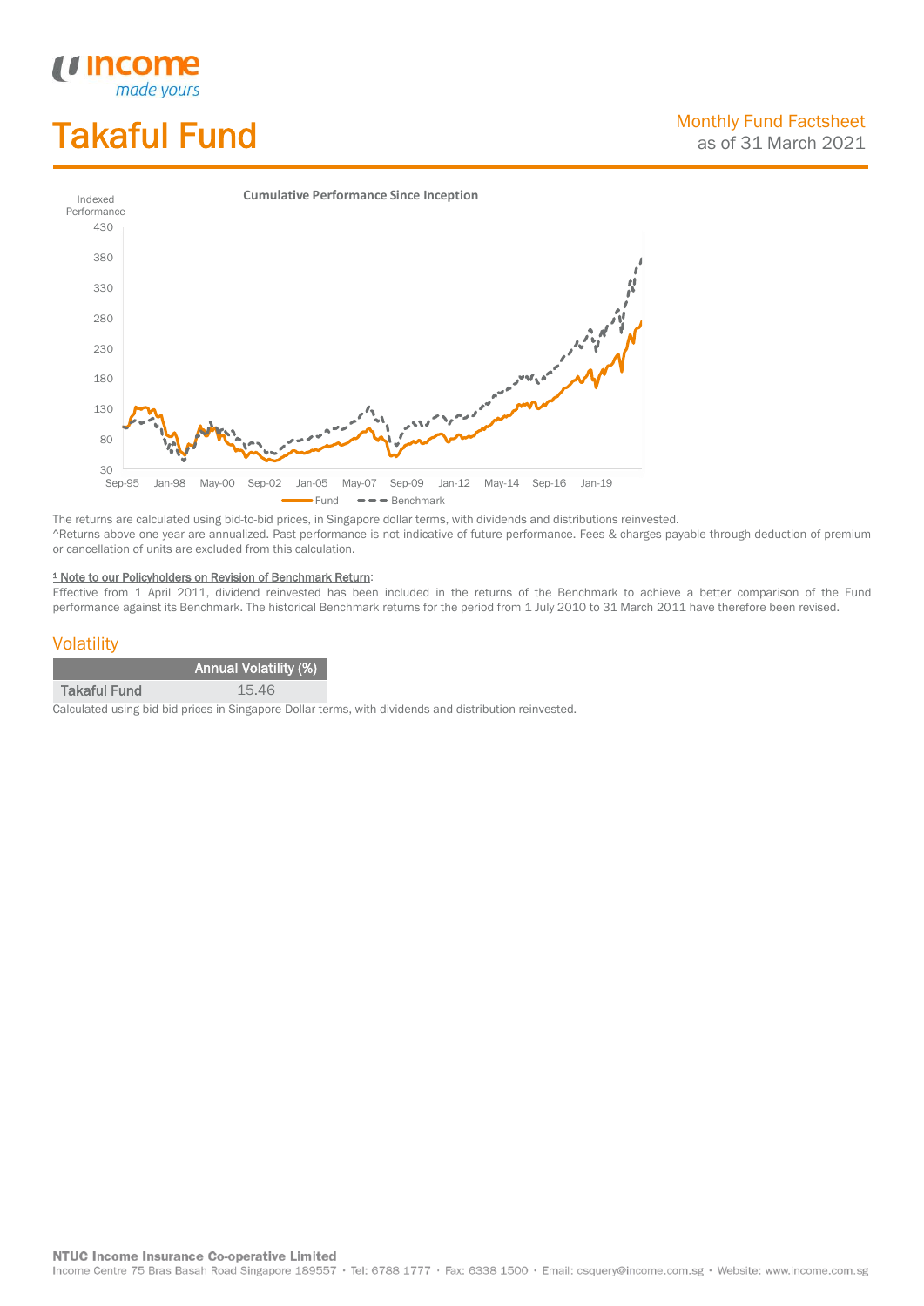# Takaful Fund

Monthly Fund Factsheet
as of 31 March 2021

**Cumulative Performance Since Inception**

The returns are calculated using bid-to-bid prices, in Singapore dollar terms, with dividends and distributions reinvested.
^Returns above one year are annualized. Past performance is not indicative of future performance. Fees & charges payable through deduction of premium or cancellation of units are excluded from this calculation.

[1] Note to our Policyholders on Revision of Benchmark Return:
Effective from 1 April 2011, dividend reinvested has been included in the returns of the Benchmark to achieve a better comparison of the Fund performance against its Benchmark. The historical Benchmark returns for the period from 1 July 2010 to 31 March 2011 have therefore been revised.

## Volatility

| | Annual Volatility (%) |
|---|---|
| Takaful Fund | 15.46 |

Calculated using bid-bid prices in Singapore Dollar terms, with dividends and distribution reinvested.

**NTUC Income Insurance Co-operative Limited**
Income Centre 75 Bras Basah Road Singapore 189557 · Tel: 6788 1777 · Fax: 6338 1500 · Email: csquery@income.com.sg · Website: www.income.com.sg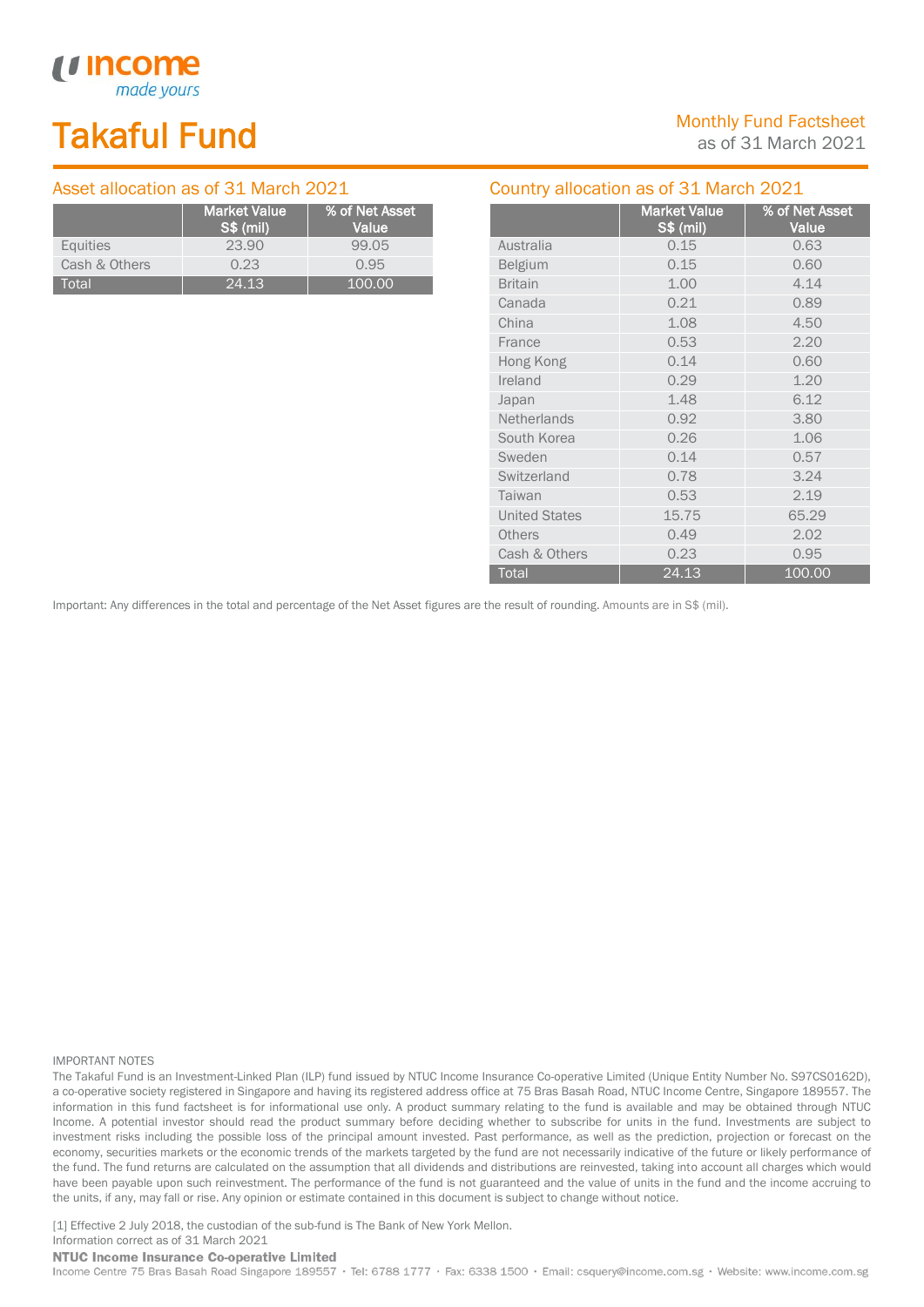# Takaful Fund

Monthly Fund Factsheet
as of 31 March 2021

## Asset allocation as of 31 March 2021

| | Market Value S$ (mil) | % of Net Asset Value |
|---|---|---|
| Equities | 23.90 | 99.05 |
| Cash & Others | 0.23 | 0.95 |
| Total | 24.13 | 100.00 |

## Country allocation as of 31 March 2021

| | Market Value S$ (mil) | % of Net Asset Value |
|---|---|---|
| Australia | 0.15 | 0.63 |
| Belgium | 0.15 | 0.60 |
| Britain | 1.00 | 4.14 |
| Canada | 0.21 | 0.89 |
| China | 1.08 | 4.50 |
| France | 0.53 | 2.20 |
| Hong Kong | 0.14 | 0.60 |
| Ireland | 0.29 | 1.20 |
| Japan | 1.48 | 6.12 |
| Netherlands | 0.92 | 3.80 |
| South Korea | 0.26 | 1.06 |
| Sweden | 0.14 | 0.57 |
| Switzerland | 0.78 | 3.24 |
| Taiwan | 0.53 | 2.19 |
| United States | 15.75 | 65.29 |
| Others | 0.49 | 2.02 |
| Cash & Others | 0.23 | 0.95 |
| Total | 24.13 | 100.00 |

Important: Any differences in the total and percentage of the Net Asset figures are the result of rounding. Amounts are in S$ (mil).

IMPORTANT NOTES

The Takaful Fund is an Investment-Linked Plan (ILP) fund issued by NTUC Income Insurance Co-operative Limited (Unique Entity Number No. S97CS0162D), a co-operative society registered in Singapore and having its registered address office at 75 Bras Basah Road, NTUC Income Centre, Singapore 189557. The information in this fund factsheet is for informational use only. A product summary relating to the fund is available and may be obtained through NTUC Income. A potential investor should read the product summary before deciding whether to subscribe for units in the fund. Investments are subject to investment risks including the possible loss of the principal amount invested. Past performance, as well as the prediction, projection or forecast on the economy, securities markets or the economic trends of the markets targeted by the fund are not necessarily indicative of the future or likely performance of the fund. The fund returns are calculated on the assumption that all dividends and distributions are reinvested, taking into account all charges which would have been payable upon such reinvestment. The performance of the fund is not guaranteed and the value of units in the fund and the income accruing to the units, if any, may fall or rise. Any opinion or estimate contained in this document is subject to change without notice.

[1] Effective 2 July 2018, the custodian of the sub-fund is The Bank of New York Mellon.
Information correct as of 31 March 2021

**NTUC Income Insurance Co-operative Limited**
Income Centre 75 Bras Basah Road Singapore 189557 · Tel: 6788 1777 · Fax: 6338 1500 · Email: csquery@income.com.sg · Website: www.income.com.sg